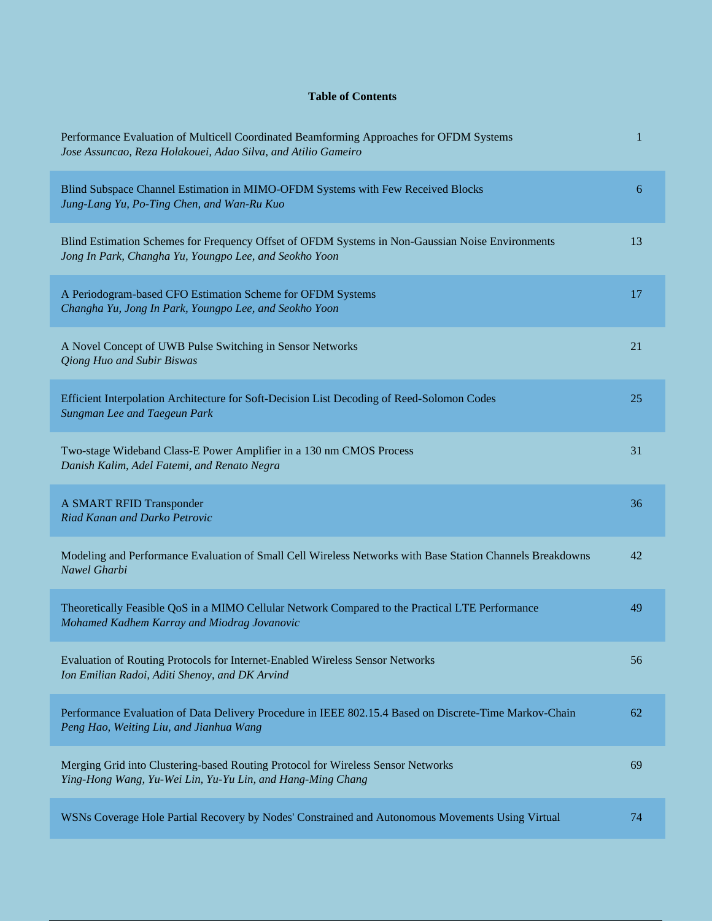## Table of Contents

| | |
|---|---|
| Performance Evaluation of Multicell Coordinated Beamforming Approaches for OFDM Systems<br>*Jose Assuncao, Reza Holakouei, Adao Silva, and Atilio Gameiro* | 1 |
| Blind Subspace Channel Estimation in MIMO-OFDM Systems with Few Received Blocks<br>*Jung-Lang Yu, Po-Ting Chen, and Wan-Ru Kuo* | 6 |
| Blind Estimation Schemes for Frequency Offset of OFDM Systems in Non-Gaussian Noise Environments<br>*Jong In Park, Changha Yu, Youngpo Lee, and Seokho Yoon* | 13 |
| A Periodogram-based CFO Estimation Scheme for OFDM Systems<br>*Changha Yu, Jong In Park, Youngpo Lee, and Seokho Yoon* | 17 |
| A Novel Concept of UWB Pulse Switching in Sensor Networks<br>*Qiong Huo and Subir Biswas* | 21 |
| Efficient Interpolation Architecture for Soft-Decision List Decoding of Reed-Solomon Codes<br>*Sungman Lee and Taegeun Park* | 25 |
| Two-stage Wideband Class-E Power Amplifier in a 130 nm CMOS Process<br>*Danish Kalim, Adel Fatemi, and Renato Negra* | 31 |
| A SMART RFID Transponder<br>*Riad Kanan and Darko Petrovic* | 36 |
| Modeling and Performance Evaluation of Small Cell Wireless Networks with Base Station Channels Breakdowns<br>*Nawel Gharbi* | 42 |
| Theoretically Feasible QoS in a MIMO Cellular Network Compared to the Practical LTE Performance<br>*Mohamed Kadhem Karray and Miodrag Jovanovic* | 49 |
| Evaluation of Routing Protocols for Internet-Enabled Wireless Sensor Networks<br>*Ion Emilian Radoi, Aditi Shenoy, and DK Arvind* | 56 |
| Performance Evaluation of Data Delivery Procedure in IEEE 802.15.4 Based on Discrete-Time Markov-Chain<br>*Peng Hao, Weiting Liu, and Jianhua Wang* | 62 |
| Merging Grid into Clustering-based Routing Protocol for Wireless Sensor Networks<br>*Ying-Hong Wang, Yu-Wei Lin, Yu-Yu Lin, and Hang-Ming Chang* | 69 |
| WSNs Coverage Hole Partial Recovery by Nodes' Constrained and Autonomous Movements Using Virtual | 74 |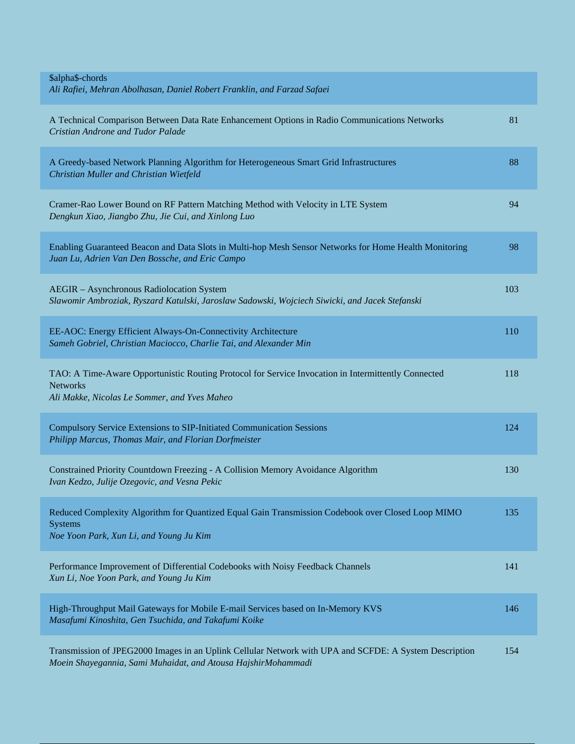$alpha$-chords
*Ali Rafiei, Mehran Abolhasan, Daniel Robert Franklin, and Farzad Safaei*

A Technical Comparison Between Data Rate Enhancement Options in Radio Communications Networks — 81
*Cristian Androne and Tudor Palade*

A Greedy-based Network Planning Algorithm for Heterogeneous Smart Grid Infrastructures — 88
*Christian Muller and Christian Wietfeld*

Cramer-Rao Lower Bound on RF Pattern Matching Method with Velocity in LTE System — 94
*Dengkun Xiao, Jiangbo Zhu, Jie Cui, and Xinlong Luo*

Enabling Guaranteed Beacon and Data Slots in Multi-hop Mesh Sensor Networks for Home Health Monitoring — 98
*Juan Lu, Adrien Van Den Bossche, and Eric Campo*

AEGIR – Asynchronous Radiolocation System — 103
*Slawomir Ambroziak, Ryszard Katulski, Jaroslaw Sadowski, Wojciech Siwicki, and Jacek Stefanski*

EE-AOC: Energy Efficient Always-On-Connectivity Architecture — 110
*Sameh Gobriel, Christian Maciocco, Charlie Tai, and Alexander Min*

TAO: A Time-Aware Opportunistic Routing Protocol for Service Invocation in Intermittently Connected Networks — 118
*Ali Makke, Nicolas Le Sommer, and Yves Maheo*

Compulsory Service Extensions to SIP-Initiated Communication Sessions — 124
*Philipp Marcus, Thomas Mair, and Florian Dorfmeister*

Constrained Priority Countdown Freezing - A Collision Memory Avoidance Algorithm — 130
*Ivan Kedzo, Julije Ozegovic, and Vesna Pekic*

Reduced Complexity Algorithm for Quantized Equal Gain Transmission Codebook over Closed Loop MIMO Systems — 135
*Noe Yoon Park, Xun Li, and Young Ju Kim*

Performance Improvement of Differential Codebooks with Noisy Feedback Channels — 141
*Xun Li, Noe Yoon Park, and Young Ju Kim*

High-Throughput Mail Gateways for Mobile E-mail Services based on In-Memory KVS — 146
*Masafumi Kinoshita, Gen Tsuchida, and Takafumi Koike*

Transmission of JPEG2000 Images in an Uplink Cellular Network with UPA and SCFDE: A System Description — 154
*Moein Shayegannia, Sami Muhaidat, and Atousa HajshirMohammadi*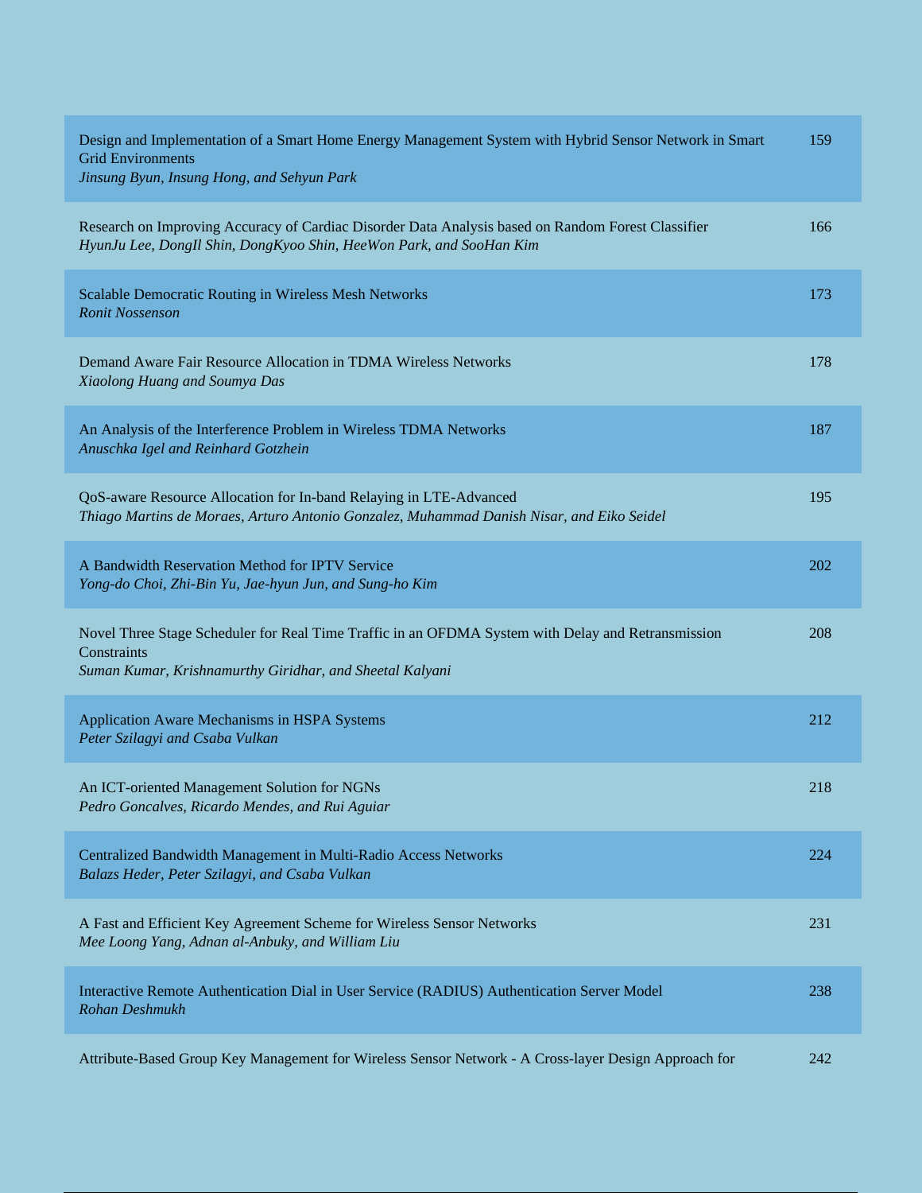Design and Implementation of a Smart Home Energy Management System with Hybrid Sensor Network in Smart Grid Environments
*Jinsung Byun, Insung Hong, and Sehyun Park*
159

Research on Improving Accuracy of Cardiac Disorder Data Analysis based on Random Forest Classifier
*HyunJu Lee, DongIl Shin, DongKyoo Shin, HeeWon Park, and SooHan Kim*
166

Scalable Democratic Routing in Wireless Mesh Networks
*Ronit Nossenson*
173

Demand Aware Fair Resource Allocation in TDMA Wireless Networks
*Xiaolong Huang and Soumya Das*
178

An Analysis of the Interference Problem in Wireless TDMA Networks
*Anuschka Igel and Reinhard Gotzhein*
187

QoS-aware Resource Allocation for In-band Relaying in LTE-Advanced
*Thiago Martins de Moraes, Arturo Antonio Gonzalez, Muhammad Danish Nisar, and Eiko Seidel*
195

A Bandwidth Reservation Method for IPTV Service
*Yong-do Choi, Zhi-Bin Yu, Jae-hyun Jun, and Sung-ho Kim*
202

Novel Three Stage Scheduler for Real Time Traffic in an OFDMA System with Delay and Retransmission Constraints
*Suman Kumar, Krishnamurthy Giridhar, and Sheetal Kalyani*
208

Application Aware Mechanisms in HSPA Systems
*Peter Szilagyi and Csaba Vulkan*
212

An ICT-oriented Management Solution for NGNs
*Pedro Goncalves, Ricardo Mendes, and Rui Aguiar*
218

Centralized Bandwidth Management in Multi-Radio Access Networks
*Balazs Heder, Peter Szilagyi, and Csaba Vulkan*
224

A Fast and Efficient Key Agreement Scheme for Wireless Sensor Networks
*Mee Loong Yang, Adnan al-Anbuky, and William Liu*
231

Interactive Remote Authentication Dial in User Service (RADIUS) Authentication Server Model
*Rohan Deshmukh*
238

Attribute-Based Group Key Management for Wireless Sensor Network - A Cross-layer Design Approach for
242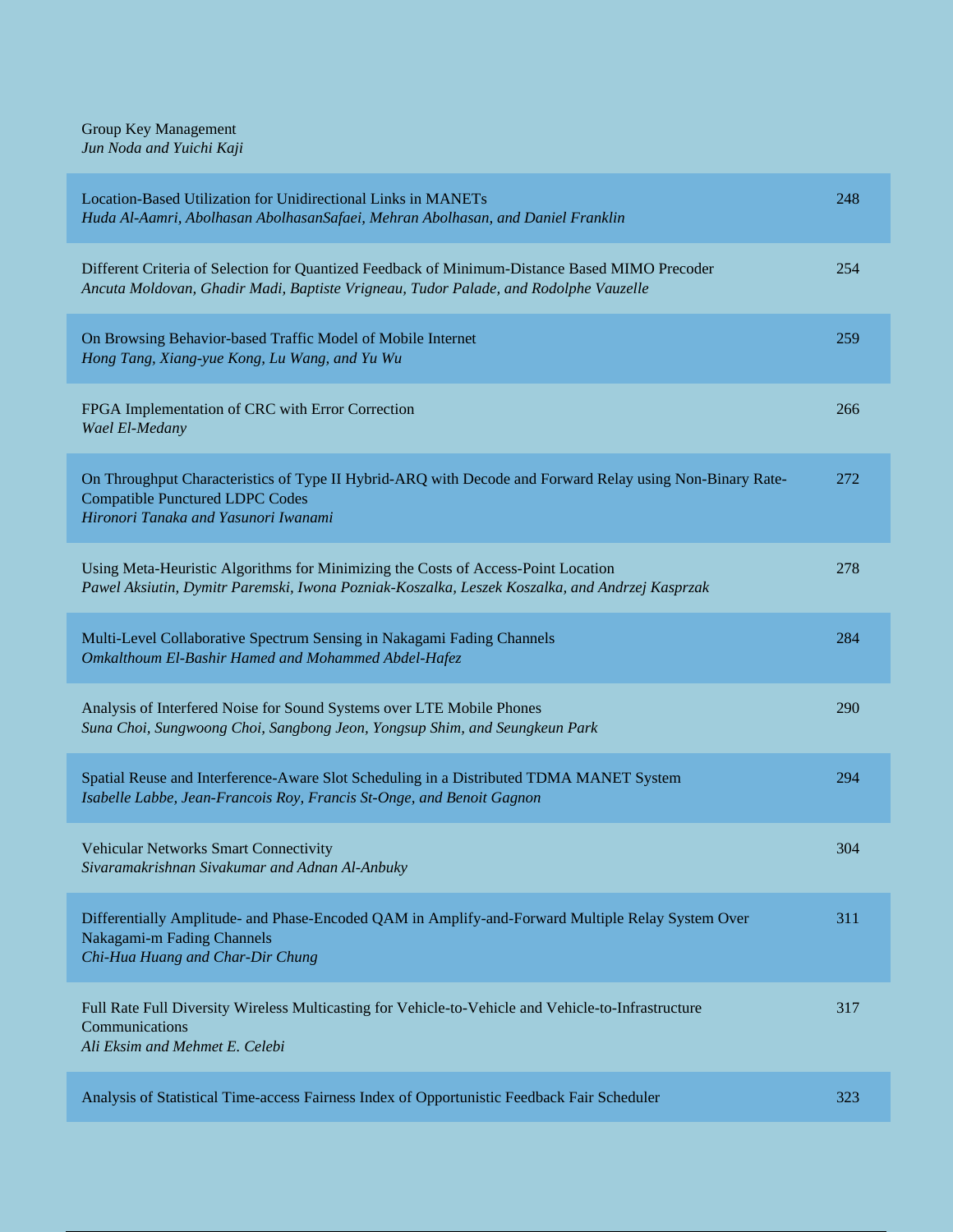Group Key Management
*Jun Noda and Yuichi Kaji*

Location-Based Utilization for Unidirectional Links in MANETs — 248
*Huda Al-Aamri, Abolhasan AbolhasanSafaei, Mehran Abolhasan, and Daniel Franklin*

Different Criteria of Selection for Quantized Feedback of Minimum-Distance Based MIMO Precoder — 254
*Ancuta Moldovan, Ghadir Madi, Baptiste Vrigneau, Tudor Palade, and Rodolphe Vauzelle*

On Browsing Behavior-based Traffic Model of Mobile Internet — 259
*Hong Tang, Xiang-yue Kong, Lu Wang, and Yu Wu*

FPGA Implementation of CRC with Error Correction — 266
*Wael El-Medany*

On Throughput Characteristics of Type II Hybrid-ARQ with Decode and Forward Relay using Non-Binary Rate-Compatible Punctured LDPC Codes — 272
*Hironori Tanaka and Yasunori Iwanami*

Using Meta-Heuristic Algorithms for Minimizing the Costs of Access-Point Location — 278
*Pawel Aksiutin, Dymitr Paremski, Iwona Pozniak-Koszalka, Leszek Koszalka, and Andrzej Kasprzak*

Multi-Level Collaborative Spectrum Sensing in Nakagami Fading Channels — 284
*Omkalthoum El-Bashir Hamed and Mohammed Abdel-Hafez*

Analysis of Interfered Noise for Sound Systems over LTE Mobile Phones — 290
*Suna Choi, Sungwoong Choi, Sangbong Jeon, Yongsup Shim, and Seungkeun Park*

Spatial Reuse and Interference-Aware Slot Scheduling in a Distributed TDMA MANET System — 294
*Isabelle Labbe, Jean-Francois Roy, Francis St-Onge, and Benoit Gagnon*

Vehicular Networks Smart Connectivity — 304
*Sivaramakrishnan Sivakumar and Adnan Al-Anbuky*

Differentially Amplitude- and Phase-Encoded QAM in Amplify-and-Forward Multiple Relay System Over Nakagami-m Fading Channels — 311
*Chi-Hua Huang and Char-Dir Chung*

Full Rate Full Diversity Wireless Multicasting for Vehicle-to-Vehicle and Vehicle-to-Infrastructure Communications — 317
*Ali Eksim and Mehmet E. Celebi*

Analysis of Statistical Time-access Fairness Index of Opportunistic Feedback Fair Scheduler — 323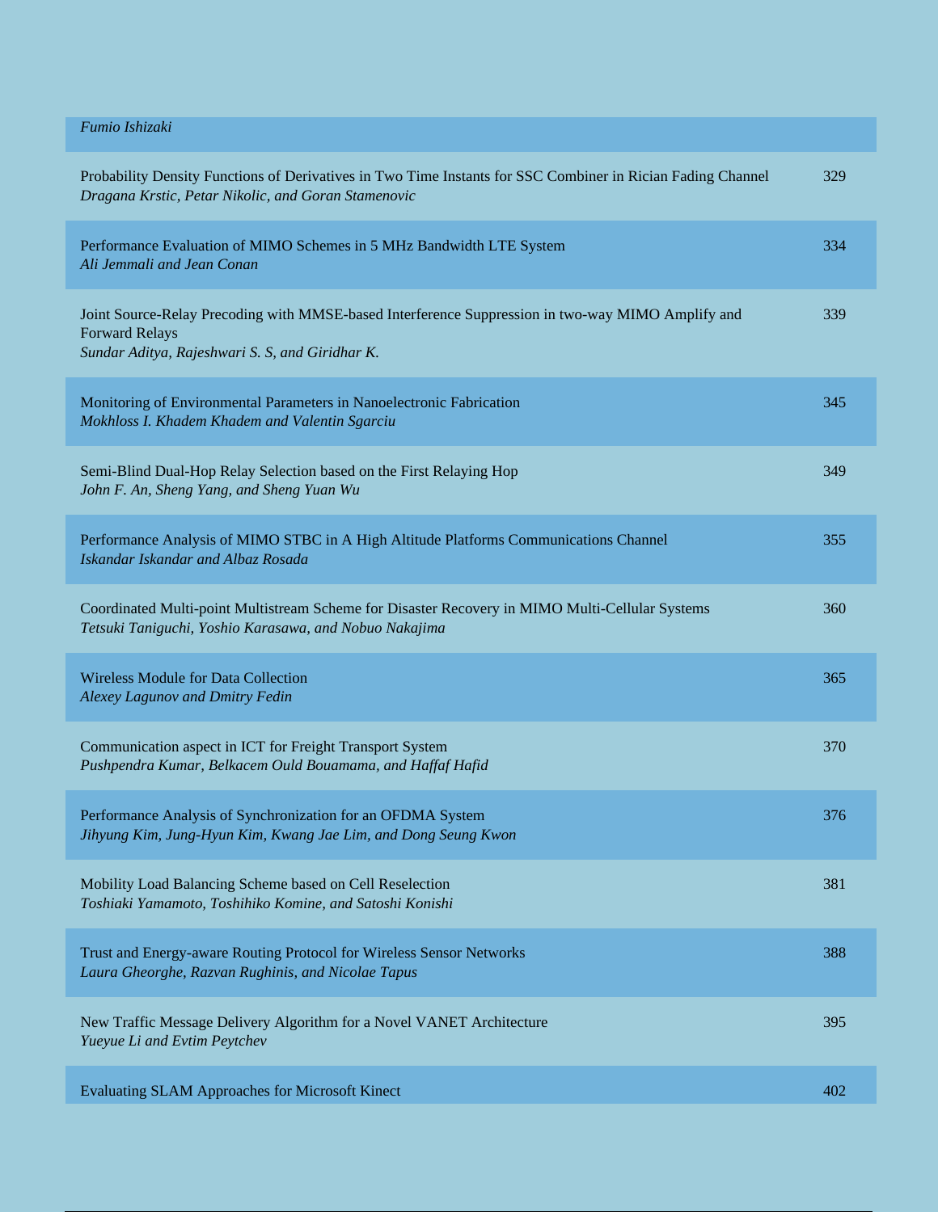*Fumio Ishizaki*

Probability Density Functions of Derivatives in Two Time Instants for SSC Combiner in Rician Fading Channel — 329
*Dragana Krstic, Petar Nikolic, and Goran Stamenovic*

Performance Evaluation of MIMO Schemes in 5 MHz Bandwidth LTE System — 334
*Ali Jemmali and Jean Conan*

Joint Source-Relay Precoding with MMSE-based Interference Suppression in two-way MIMO Amplify and Forward Relays — 339
*Sundar Aditya, Rajeshwari S. S, and Giridhar K.*

Monitoring of Environmental Parameters in Nanoelectronic Fabrication — 345
*Mokhloss I. Khadem Khadem and Valentin Sgarciu*

Semi-Blind Dual-Hop Relay Selection based on the First Relaying Hop — 349
*John F. An, Sheng Yang, and Sheng Yuan Wu*

Performance Analysis of MIMO STBC in A High Altitude Platforms Communications Channel — 355
*Iskandar Iskandar and Albaz Rosada*

Coordinated Multi-point Multistream Scheme for Disaster Recovery in MIMO Multi-Cellular Systems — 360
*Tetsuki Taniguchi, Yoshio Karasawa, and Nobuo Nakajima*

Wireless Module for Data Collection — 365
*Alexey Lagunov and Dmitry Fedin*

Communication aspect in ICT for Freight Transport System — 370
*Pushpendra Kumar, Belkacem Ould Bouamama, and Haffaf Hafid*

Performance Analysis of Synchronization for an OFDMA System — 376
*Jihyung Kim, Jung-Hyun Kim, Kwang Jae Lim, and Dong Seung Kwon*

Mobility Load Balancing Scheme based on Cell Reselection — 381
*Toshiaki Yamamoto, Toshihiko Komine, and Satoshi Konishi*

Trust and Energy-aware Routing Protocol for Wireless Sensor Networks — 388
*Laura Gheorghe, Razvan Rughinis, and Nicolae Tapus*

New Traffic Message Delivery Algorithm for a Novel VANET Architecture — 395
*Yueyue Li and Evtim Peytchev*

Evaluating SLAM Approaches for Microsoft Kinect — 402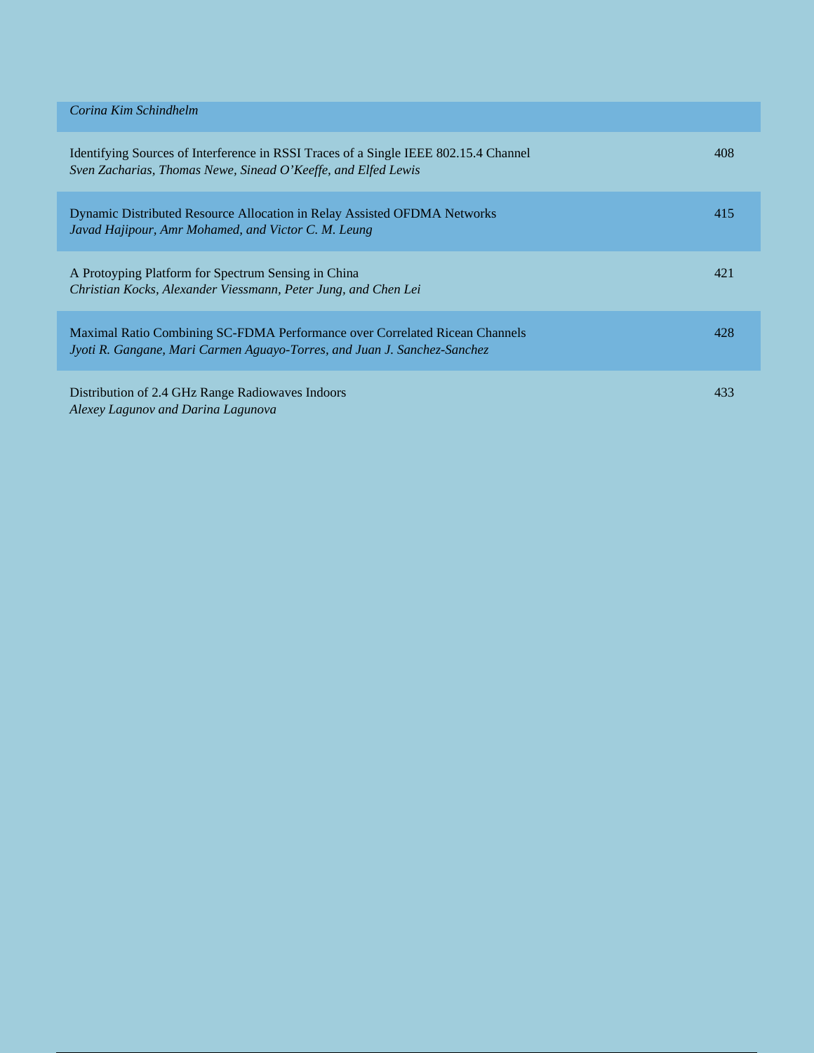*Corina Kim Schindhelm*

Identifying Sources of Interference in RSSI Traces of a Single IEEE 802.15.4 Channel — 408
*Sven Zacharias, Thomas Newe, Sinead O'Keeffe, and Elfed Lewis*

Dynamic Distributed Resource Allocation in Relay Assisted OFDMA Networks — 415
*Javad Hajipour, Amr Mohamed, and Victor C. M. Leung*

A Protoyping Platform for Spectrum Sensing in China — 421
*Christian Kocks, Alexander Viessmann, Peter Jung, and Chen Lei*

Maximal Ratio Combining SC-FDMA Performance over Correlated Ricean Channels — 428
*Jyoti R. Gangane, Mari Carmen Aguayo-Torres, and Juan J. Sanchez-Sanchez*

Distribution of 2.4 GHz Range Radiowaves Indoors — 433
*Alexey Lagunov and Darina Lagunova*